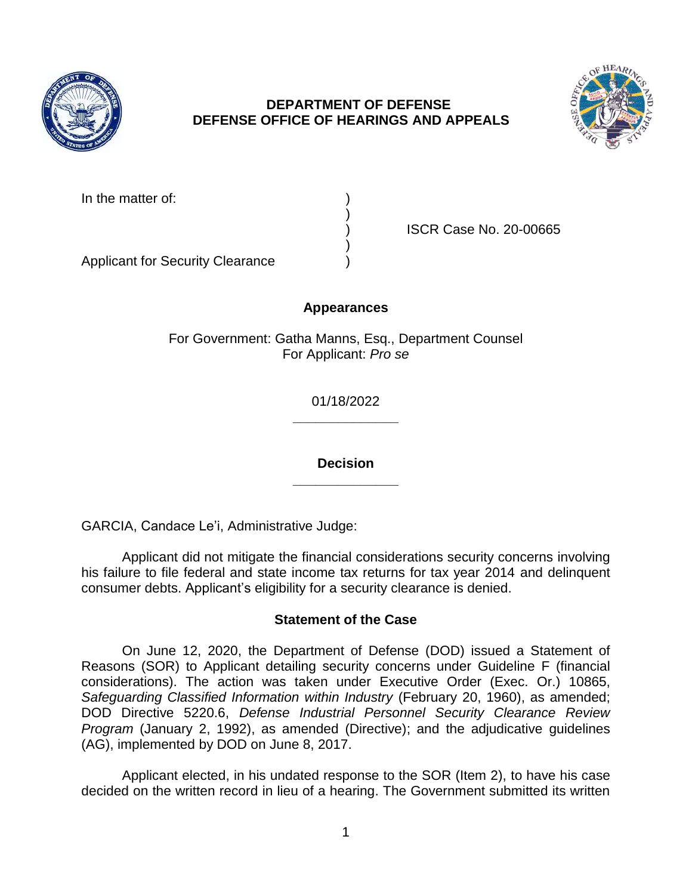**DEPARTMENT OF DEFENSE**
**DEFENSE OFFICE OF HEARINGS AND APPEALS**

In the matter of: )
)
) ISCR Case No. 20-00665
)
Applicant for Security Clearance )

**Appearances**

For Government: Gatha Manns, Esq., Department Counsel
For Applicant: *Pro se*

01/18/2022

______________

**Decision**

______________

GARCIA, Candace Le'i, Administrative Judge:

Applicant did not mitigate the financial considerations security concerns involving his failure to file federal and state income tax returns for tax year 2014 and delinquent consumer debts. Applicant's eligibility for a security clearance is denied.

**Statement of the Case**

On June 12, 2020, the Department of Defense (DOD) issued a Statement of Reasons (SOR) to Applicant detailing security concerns under Guideline F (financial considerations). The action was taken under Executive Order (Exec. Or.) 10865, *Safeguarding Classified Information within Industry* (February 20, 1960), as amended; DOD Directive 5220.6, *Defense Industrial Personnel Security Clearance Review Program* (January 2, 1992), as amended (Directive); and the adjudicative guidelines (AG), implemented by DOD on June 8, 2017.

Applicant elected, in his undated response to the SOR (Item 2), to have his case decided on the written record in lieu of a hearing. The Government submitted its written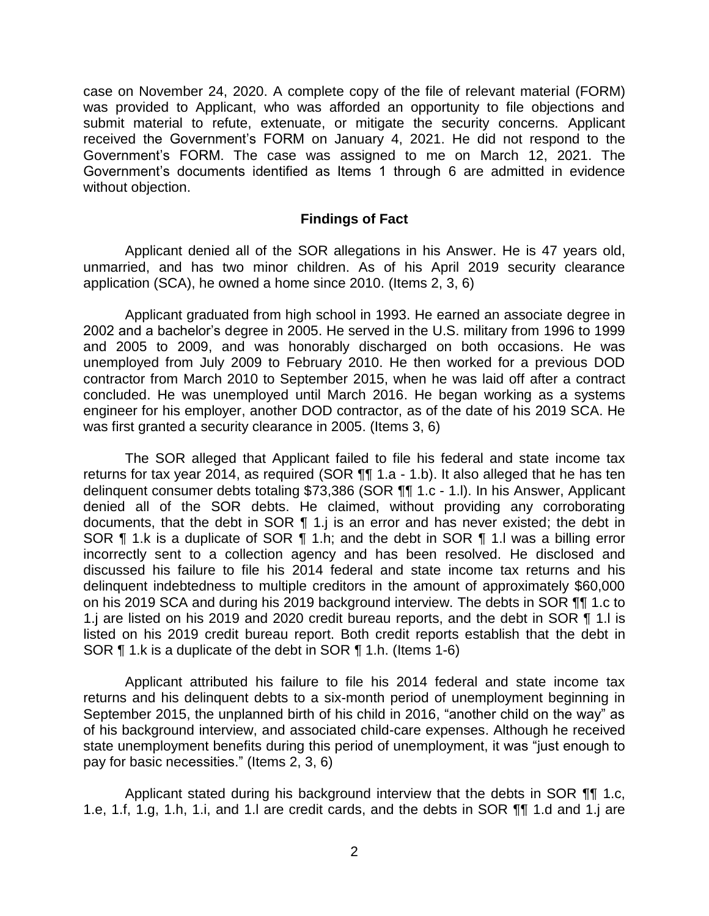case on November 24, 2020. A complete copy of the file of relevant material (FORM) was provided to Applicant, who was afforded an opportunity to file objections and submit material to refute, extenuate, or mitigate the security concerns. Applicant received the Government's FORM on January 4, 2021. He did not respond to the Government's FORM. The case was assigned to me on March 12, 2021. The Government's documents identified as Items 1 through 6 are admitted in evidence without objection.

## Findings of Fact

Applicant denied all of the SOR allegations in his Answer. He is 47 years old, unmarried, and has two minor children. As of his April 2019 security clearance application (SCA), he owned a home since 2010. (Items 2, 3, 6)

Applicant graduated from high school in 1993. He earned an associate degree in 2002 and a bachelor's degree in 2005. He served in the U.S. military from 1996 to 1999 and 2005 to 2009, and was honorably discharged on both occasions. He was unemployed from July 2009 to February 2010. He then worked for a previous DOD contractor from March 2010 to September 2015, when he was laid off after a contract concluded. He was unemployed until March 2016. He began working as a systems engineer for his employer, another DOD contractor, as of the date of his 2019 SCA. He was first granted a security clearance in 2005. (Items 3, 6)

The SOR alleged that Applicant failed to file his federal and state income tax returns for tax year 2014, as required (SOR ¶¶ 1.a - 1.b). It also alleged that he has ten delinquent consumer debts totaling $73,386 (SOR ¶¶ 1.c - 1.l). In his Answer, Applicant denied all of the SOR debts. He claimed, without providing any corroborating documents, that the debt in SOR ¶ 1.j is an error and has never existed; the debt in SOR ¶ 1.k is a duplicate of SOR ¶ 1.h; and the debt in SOR ¶ 1.l was a billing error incorrectly sent to a collection agency and has been resolved. He disclosed and discussed his failure to file his 2014 federal and state income tax returns and his delinquent indebtedness to multiple creditors in the amount of approximately $60,000 on his 2019 SCA and during his 2019 background interview. The debts in SOR ¶¶ 1.c to 1.j are listed on his 2019 and 2020 credit bureau reports, and the debt in SOR ¶ 1.l is listed on his 2019 credit bureau report. Both credit reports establish that the debt in SOR ¶ 1.k is a duplicate of the debt in SOR ¶ 1.h. (Items 1-6)

Applicant attributed his failure to file his 2014 federal and state income tax returns and his delinquent debts to a six-month period of unemployment beginning in September 2015, the unplanned birth of his child in 2016, "another child on the way" as of his background interview, and associated child-care expenses. Although he received state unemployment benefits during this period of unemployment, it was "just enough to pay for basic necessities." (Items 2, 3, 6)

Applicant stated during his background interview that the debts in SOR ¶¶ 1.c, 1.e, 1.f, 1.g, 1.h, 1.i, and 1.l are credit cards, and the debts in SOR ¶¶ 1.d and 1.j are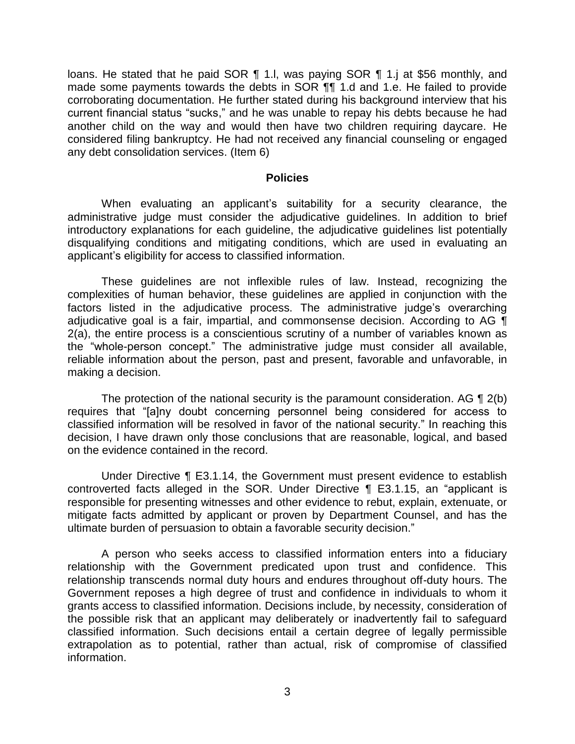loans. He stated that he paid SOR ¶ 1.l, was paying SOR ¶ 1.j at $56 monthly, and made some payments towards the debts in SOR ¶¶ 1.d and 1.e. He failed to provide corroborating documentation. He further stated during his background interview that his current financial status "sucks," and he was unable to repay his debts because he had another child on the way and would then have two children requiring daycare. He considered filing bankruptcy. He had not received any financial counseling or engaged any debt consolidation services. (Item 6)

## Policies

When evaluating an applicant's suitability for a security clearance, the administrative judge must consider the adjudicative guidelines. In addition to brief introductory explanations for each guideline, the adjudicative guidelines list potentially disqualifying conditions and mitigating conditions, which are used in evaluating an applicant's eligibility for access to classified information.

These guidelines are not inflexible rules of law. Instead, recognizing the complexities of human behavior, these guidelines are applied in conjunction with the factors listed in the adjudicative process. The administrative judge's overarching adjudicative goal is a fair, impartial, and commonsense decision. According to AG ¶ 2(a), the entire process is a conscientious scrutiny of a number of variables known as the "whole-person concept." The administrative judge must consider all available, reliable information about the person, past and present, favorable and unfavorable, in making a decision.

The protection of the national security is the paramount consideration. AG ¶ 2(b) requires that "[a]ny doubt concerning personnel being considered for access to classified information will be resolved in favor of the national security." In reaching this decision, I have drawn only those conclusions that are reasonable, logical, and based on the evidence contained in the record.

Under Directive ¶ E3.1.14, the Government must present evidence to establish controverted facts alleged in the SOR. Under Directive ¶ E3.1.15, an "applicant is responsible for presenting witnesses and other evidence to rebut, explain, extenuate, or mitigate facts admitted by applicant or proven by Department Counsel, and has the ultimate burden of persuasion to obtain a favorable security decision."

A person who seeks access to classified information enters into a fiduciary relationship with the Government predicated upon trust and confidence. This relationship transcends normal duty hours and endures throughout off-duty hours. The Government reposes a high degree of trust and confidence in individuals to whom it grants access to classified information. Decisions include, by necessity, consideration of the possible risk that an applicant may deliberately or inadvertently fail to safeguard classified information. Such decisions entail a certain degree of legally permissible extrapolation as to potential, rather than actual, risk of compromise of classified information.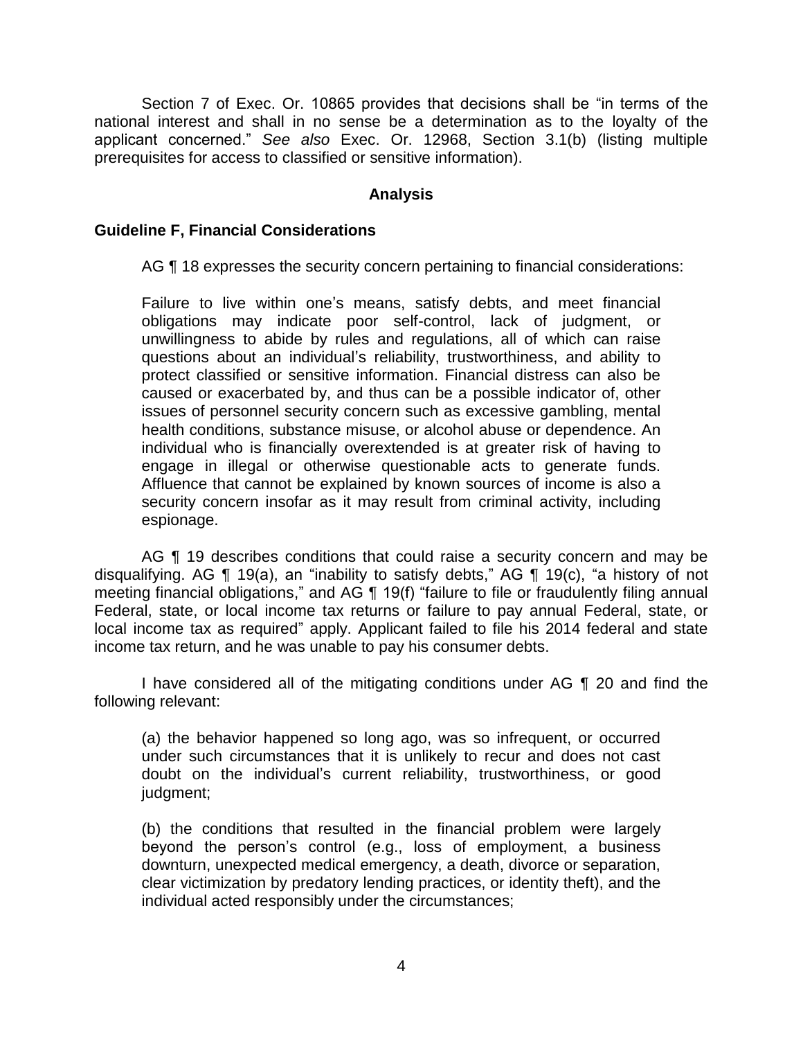Section 7 of Exec. Or. 10865 provides that decisions shall be "in terms of the national interest and shall in no sense be a determination as to the loyalty of the applicant concerned." *See also* Exec. Or. 12968, Section 3.1(b) (listing multiple prerequisites for access to classified or sensitive information).

## Analysis

### Guideline F, Financial Considerations

AG ¶ 18 expresses the security concern pertaining to financial considerations:

> Failure to live within one's means, satisfy debts, and meet financial obligations may indicate poor self-control, lack of judgment, or unwillingness to abide by rules and regulations, all of which can raise questions about an individual's reliability, trustworthiness, and ability to protect classified or sensitive information. Financial distress can also be caused or exacerbated by, and thus can be a possible indicator of, other issues of personnel security concern such as excessive gambling, mental health conditions, substance misuse, or alcohol abuse or dependence. An individual who is financially overextended is at greater risk of having to engage in illegal or otherwise questionable acts to generate funds. Affluence that cannot be explained by known sources of income is also a security concern insofar as it may result from criminal activity, including espionage.

AG ¶ 19 describes conditions that could raise a security concern and may be disqualifying. AG ¶ 19(a), an "inability to satisfy debts," AG ¶ 19(c), "a history of not meeting financial obligations," and AG ¶ 19(f) "failure to file or fraudulently filing annual Federal, state, or local income tax returns or failure to pay annual Federal, state, or local income tax as required" apply. Applicant failed to file his 2014 federal and state income tax return, and he was unable to pay his consumer debts.

I have considered all of the mitigating conditions under AG ¶ 20 and find the following relevant:

> (a) the behavior happened so long ago, was so infrequent, or occurred under such circumstances that it is unlikely to recur and does not cast doubt on the individual's current reliability, trustworthiness, or good judgment;
>
> (b) the conditions that resulted in the financial problem were largely beyond the person's control (e.g., loss of employment, a business downturn, unexpected medical emergency, a death, divorce or separation, clear victimization by predatory lending practices, or identity theft), and the individual acted responsibly under the circumstances;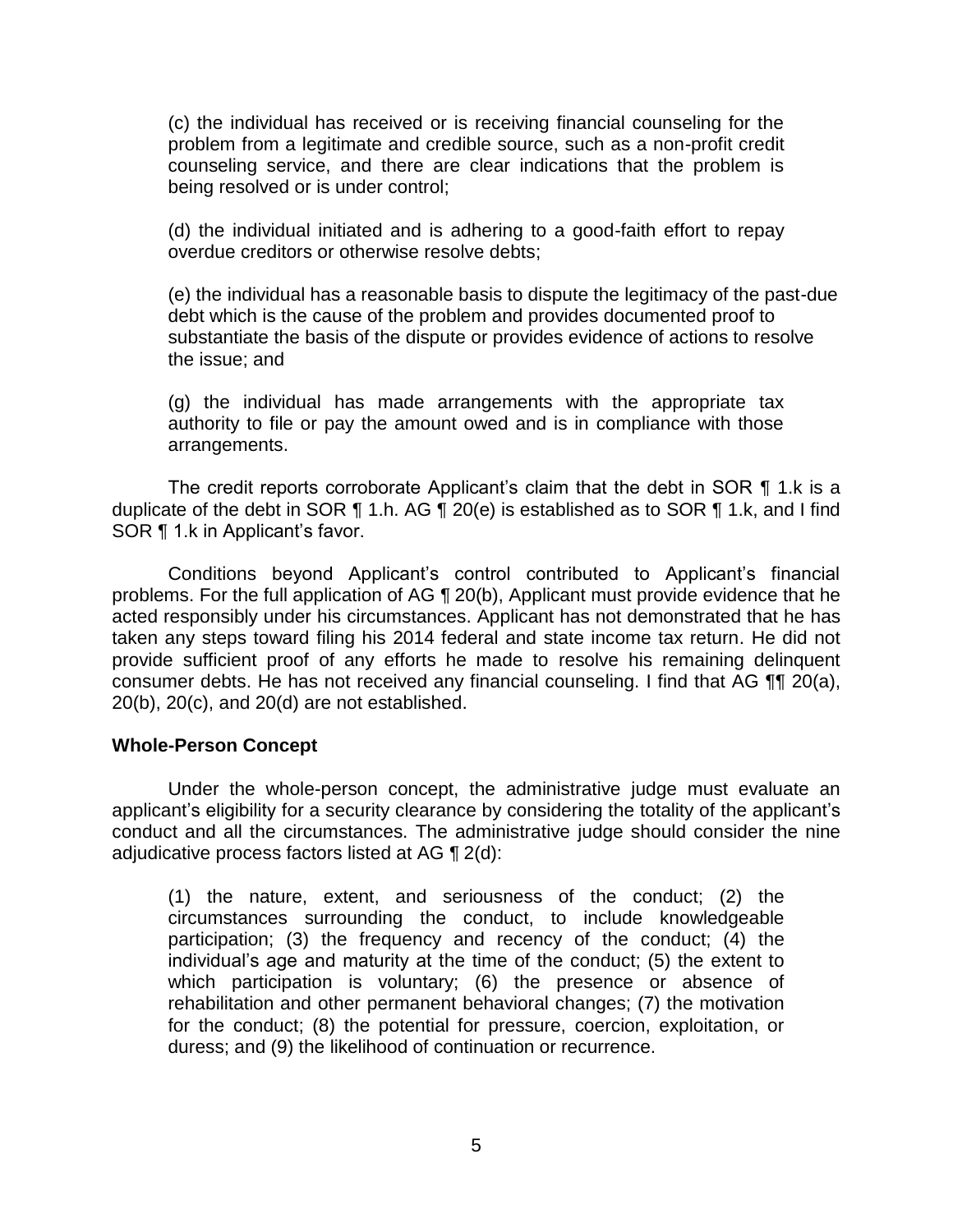(c) the individual has received or is receiving financial counseling for the problem from a legitimate and credible source, such as a non-profit credit counseling service, and there are clear indications that the problem is being resolved or is under control;

(d) the individual initiated and is adhering to a good-faith effort to repay overdue creditors or otherwise resolve debts;

(e) the individual has a reasonable basis to dispute the legitimacy of the past-due debt which is the cause of the problem and provides documented proof to substantiate the basis of the dispute or provides evidence of actions to resolve the issue; and

(g) the individual has made arrangements with the appropriate tax authority to file or pay the amount owed and is in compliance with those arrangements.

The credit reports corroborate Applicant's claim that the debt in SOR ¶ 1.k is a duplicate of the debt in SOR ¶ 1.h. AG ¶ 20(e) is established as to SOR ¶ 1.k, and I find SOR ¶ 1.k in Applicant's favor.

Conditions beyond Applicant's control contributed to Applicant's financial problems. For the full application of AG ¶ 20(b), Applicant must provide evidence that he acted responsibly under his circumstances. Applicant has not demonstrated that he has taken any steps toward filing his 2014 federal and state income tax return. He did not provide sufficient proof of any efforts he made to resolve his remaining delinquent consumer debts. He has not received any financial counseling. I find that AG ¶¶ 20(a), 20(b), 20(c), and 20(d) are not established.

**Whole-Person Concept**

Under the whole-person concept, the administrative judge must evaluate an applicant's eligibility for a security clearance by considering the totality of the applicant's conduct and all the circumstances. The administrative judge should consider the nine adjudicative process factors listed at AG ¶ 2(d):

(1) the nature, extent, and seriousness of the conduct; (2) the circumstances surrounding the conduct, to include knowledgeable participation; (3) the frequency and recency of the conduct; (4) the individual's age and maturity at the time of the conduct; (5) the extent to which participation is voluntary; (6) the presence or absence of rehabilitation and other permanent behavioral changes; (7) the motivation for the conduct; (8) the potential for pressure, coercion, exploitation, or duress; and (9) the likelihood of continuation or recurrence.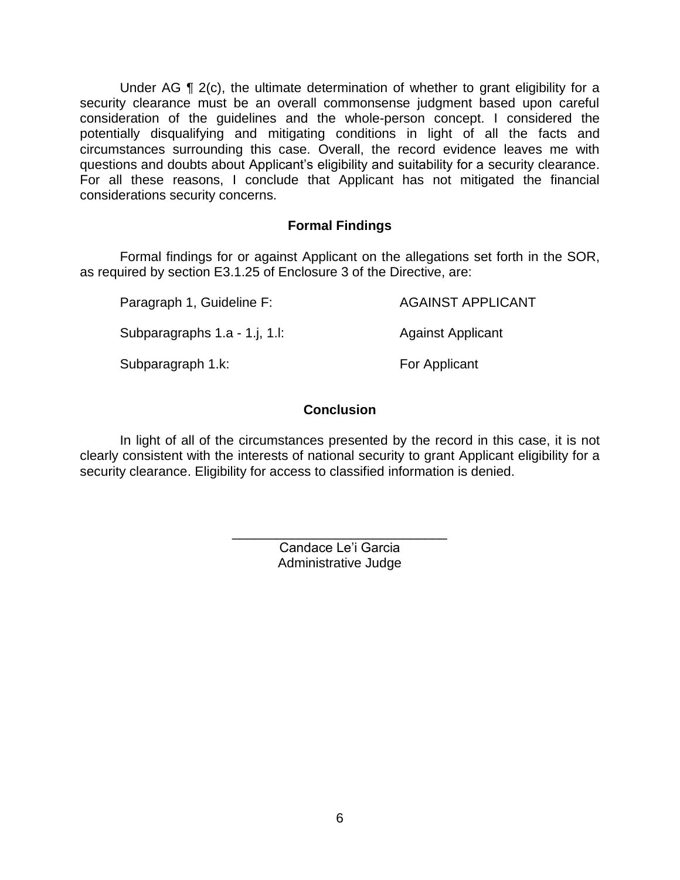Under AG ¶ 2(c), the ultimate determination of whether to grant eligibility for a security clearance must be an overall commonsense judgment based upon careful consideration of the guidelines and the whole-person concept. I considered the potentially disqualifying and mitigating conditions in light of all the facts and circumstances surrounding this case. Overall, the record evidence leaves me with questions and doubts about Applicant's eligibility and suitability for a security clearance. For all these reasons, I conclude that Applicant has not mitigated the financial considerations security concerns.

## Formal Findings

Formal findings for or against Applicant on the allegations set forth in the SOR, as required by section E3.1.25 of Enclosure 3 of the Directive, are:

| | |
|---|---|
| Paragraph 1, Guideline F: | AGAINST APPLICANT |
| Subparagraphs 1.a - 1.j, 1.l: | Against Applicant |
| Subparagraph 1.k: | For Applicant |

## Conclusion

In light of all of the circumstances presented by the record in this case, it is not clearly consistent with the interests of national security to grant Applicant eligibility for a security clearance. Eligibility for access to classified information is denied.

\_\_\_\_\_\_\_\_\_\_\_\_\_\_\_\_\_\_\_\_\_\_\_\_\_\_\_\_\_\_

Candace Le'i Garcia
Administrative Judge